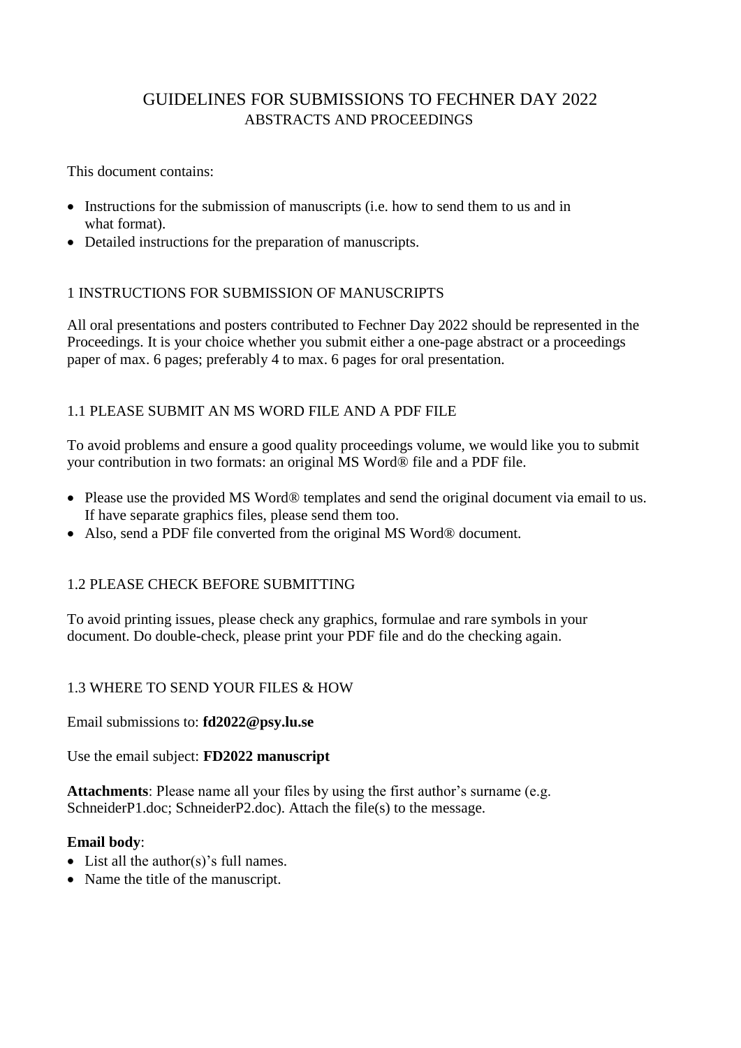# GUIDELINES FOR SUBMISSIONS TO FECHNER DAY 2022

## ABSTRACTS AND PROCEEDINGS

This document contains:

- Instructions for the submission of manuscripts (i.e. how to send them to us and in what format).
- Detailed instructions for the preparation of manuscripts.

## 1 INSTRUCTIONS FOR SUBMISSION OF MANUSCRIPTS

All oral presentations and posters contributed to Fechner Day 2022 should be represented in the Proceedings. It is your choice whether you submit either a one-page abstract or a proceedings paper of max. 6 pages; preferably 4 to max. 6 pages for oral presentation.

### 1.1 PLEASE SUBMIT AN MS WORD FILE AND A PDF FILE

To avoid problems and ensure a good quality proceedings volume, we would like you to submit your contribution in two formats: an original MS Word® file and a PDF file.

- Please use the provided MS Word® templates and send the original document via email to us. If have separate graphics files, please send them too.
- Also, send a PDF file converted from the original MS Word® document.

### 1.2 PLEASE CHECK BEFORE SUBMITTING

To avoid printing issues, please check any graphics, formulae and rare symbols in your document. Do double-check, please print your PDF file and do the checking again.

### 1.3 WHERE TO SEND YOUR FILES & HOW

Email submissions to: **fd2022@psy.lu.se**

Use the email subject: **FD2022 manuscript**

**Attachments**: Please name all your files by using the first author's surname (e.g. SchneiderP1.doc; SchneiderP2.doc). Attach the file(s) to the message.

**Email body**:

- List all the author(s)'s full names.
- Name the title of the manuscript.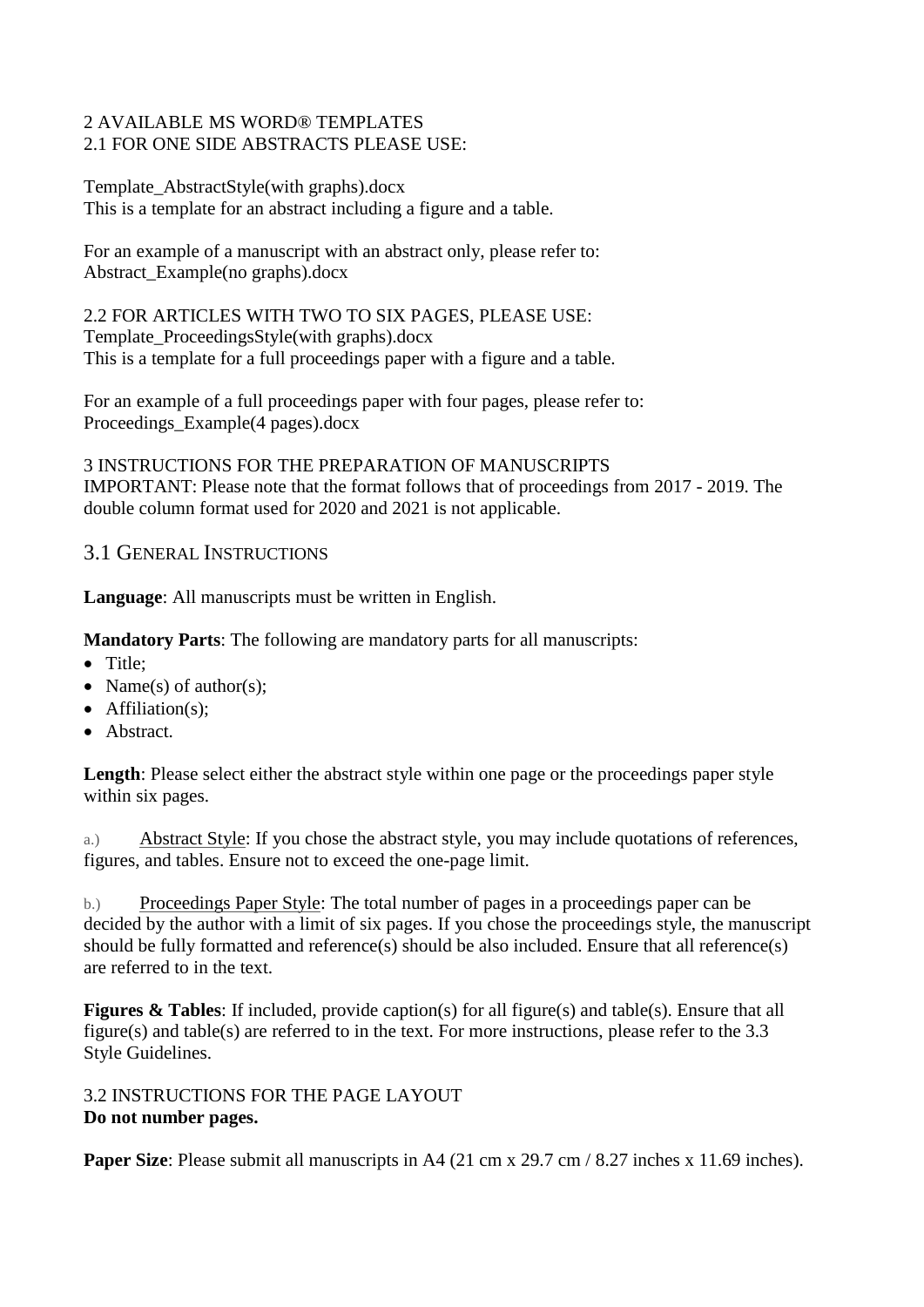## 2 AVAILABLE MS WORD® TEMPLATES

### 2.1 FOR ONE SIDE ABSTRACTS PLEASE USE:

Template_AbstractStyle(with graphs).docx
This is a template for an abstract including a figure and a table.

For an example of a manuscript with an abstract only, please refer to:
Abstract_Example(no graphs).docx

### 2.2 FOR ARTICLES WITH TWO TO SIX PAGES, PLEASE USE:

Template_ProceedingsStyle(with graphs).docx
This is a template for a full proceedings paper with a figure and a table.

For an example of a full proceedings paper with four pages, please refer to:
Proceedings_Example(4 pages).docx

## 3 INSTRUCTIONS FOR THE PREPARATION OF MANUSCRIPTS

IMPORTANT: Please note that the format follows that of proceedings from 2017 - 2019. The double column format used for 2020 and 2021 is not applicable.

### 3.1 GENERAL INSTRUCTIONS

**Language**: All manuscripts must be written in English.

**Mandatory Parts**: The following are mandatory parts for all manuscripts:

- Title;
- Name(s) of author(s);
- Affiliation(s);
- Abstract.

**Length**: Please select either the abstract style within one page or the proceedings paper style within six pages.

a.) Abstract Style: If you chose the abstract style, you may include quotations of references, figures, and tables. Ensure not to exceed the one-page limit.

b.) Proceedings Paper Style: The total number of pages in a proceedings paper can be decided by the author with a limit of six pages. If you chose the proceedings style, the manuscript should be fully formatted and reference(s) should be also included. Ensure that all reference(s) are referred to in the text.

**Figures & Tables**: If included, provide caption(s) for all figure(s) and table(s). Ensure that all figure(s) and table(s) are referred to in the text. For more instructions, please refer to the 3.3 Style Guidelines.

### 3.2 INSTRUCTIONS FOR THE PAGE LAYOUT

**Do not number pages.**

**Paper Size**: Please submit all manuscripts in A4 (21 cm x 29.7 cm / 8.27 inches x 11.69 inches).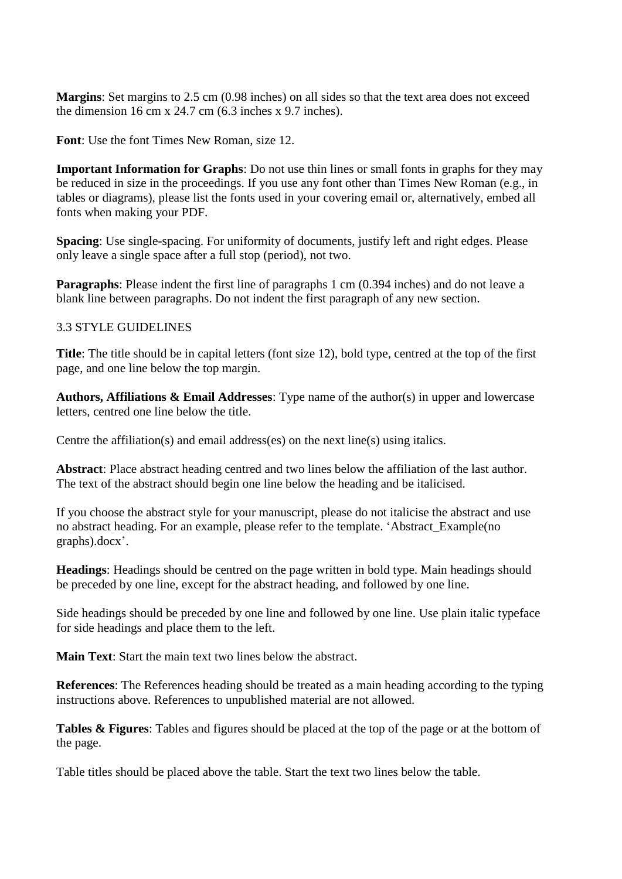**Margins**: Set margins to 2.5 cm (0.98 inches) on all sides so that the text area does not exceed the dimension 16 cm x 24.7 cm (6.3 inches x 9.7 inches).

**Font**: Use the font Times New Roman, size 12.

**Important Information for Graphs**: Do not use thin lines or small fonts in graphs for they may be reduced in size in the proceedings. If you use any font other than Times New Roman (e.g., in tables or diagrams), please list the fonts used in your covering email or, alternatively, embed all fonts when making your PDF.

**Spacing**: Use single-spacing. For uniformity of documents, justify left and right edges. Please only leave a single space after a full stop (period), not two.

**Paragraphs**: Please indent the first line of paragraphs 1 cm (0.394 inches) and do not leave a blank line between paragraphs. Do not indent the first paragraph of any new section.

### 3.3 STYLE GUIDELINES

**Title**: The title should be in capital letters (font size 12), bold type, centred at the top of the first page, and one line below the top margin.

**Authors, Affiliations & Email Addresses**: Type name of the author(s) in upper and lowercase letters, centred one line below the title.

Centre the affiliation(s) and email address(es) on the next line(s) using italics.

**Abstract**: Place abstract heading centred and two lines below the affiliation of the last author. The text of the abstract should begin one line below the heading and be italicised.

If you choose the abstract style for your manuscript, please do not italicise the abstract and use no abstract heading. For an example, please refer to the template. 'Abstract_Example(no graphs).docx'.

**Headings**: Headings should be centred on the page written in bold type. Main headings should be preceded by one line, except for the abstract heading, and followed by one line.

Side headings should be preceded by one line and followed by one line. Use plain italic typeface for side headings and place them to the left.

**Main Text**: Start the main text two lines below the abstract.

**References**: The References heading should be treated as a main heading according to the typing instructions above. References to unpublished material are not allowed.

**Tables & Figures**: Tables and figures should be placed at the top of the page or at the bottom of the page.

Table titles should be placed above the table. Start the text two lines below the table.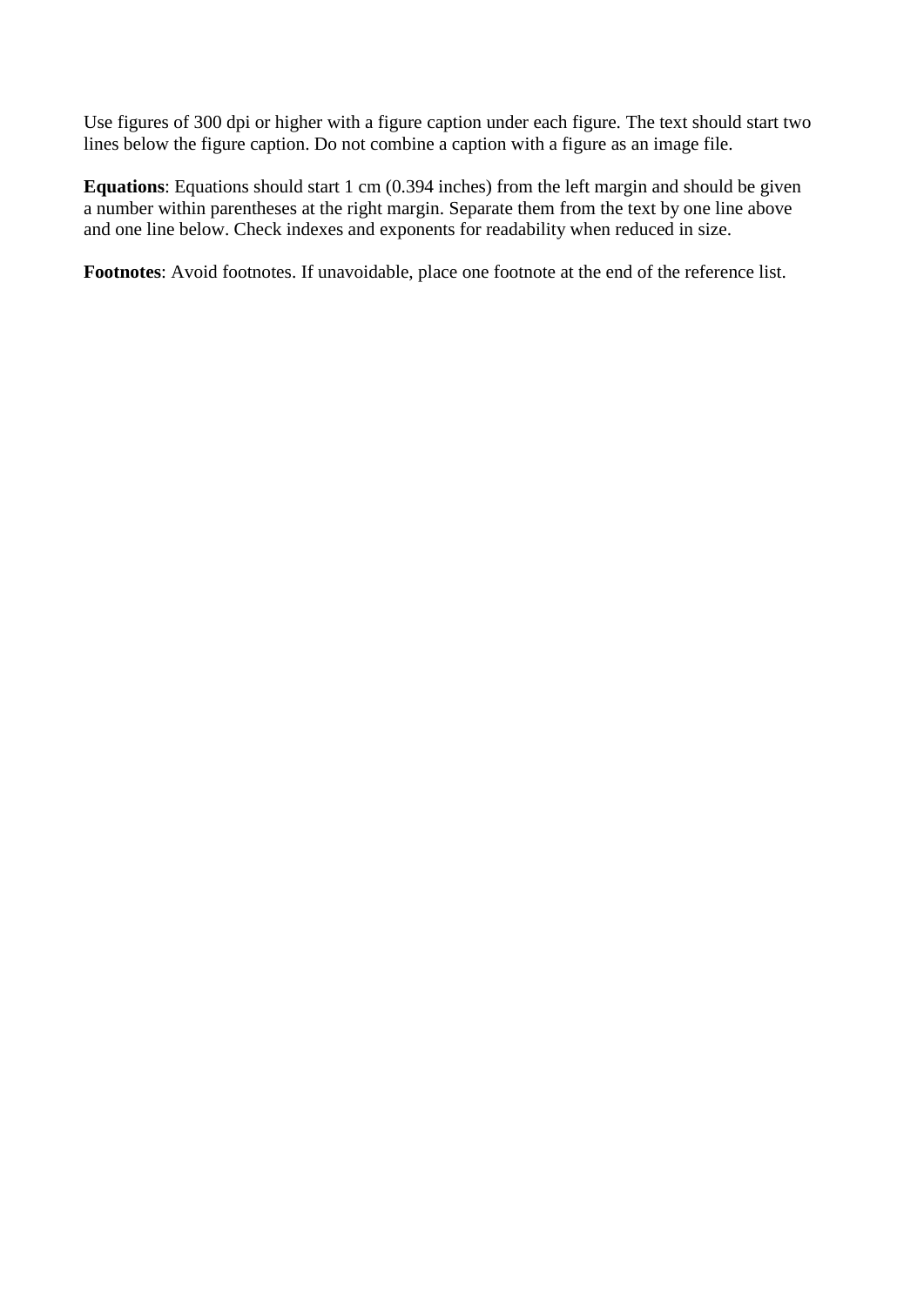Use figures of 300 dpi or higher with a figure caption under each figure. The text should start two lines below the figure caption. Do not combine a caption with a figure as an image file.

**Equations**: Equations should start 1 cm (0.394 inches) from the left margin and should be given a number within parentheses at the right margin. Separate them from the text by one line above and one line below. Check indexes and exponents for readability when reduced in size.

**Footnotes**: Avoid footnotes. If unavoidable, place one footnote at the end of the reference list.